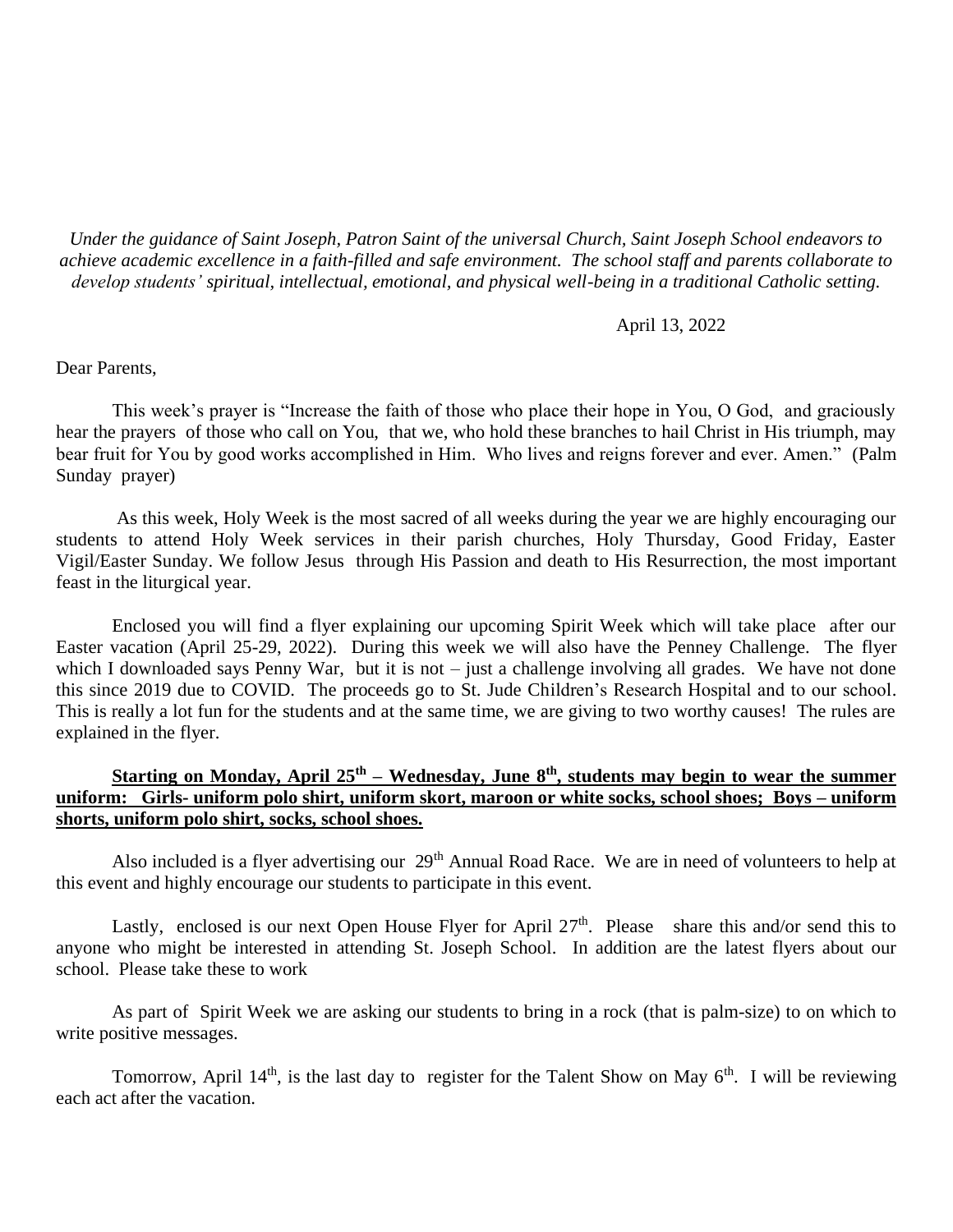*Under the guidance of Saint Joseph, Patron Saint of the universal Church, Saint Joseph School endeavors to achieve academic excellence in a faith-filled and safe environment. The school staff and parents collaborate to develop students' spiritual, intellectual, emotional, and physical well-being in a traditional Catholic setting.*

April 13, 2022

Dear Parents,

This week's prayer is "Increase the faith of those who place their hope in You, O God, and graciously hear the prayers of those who call on You, that we, who hold these branches to hail Christ in His triumph, may bear fruit for You by good works accomplished in Him. Who lives and reigns forever and ever. Amen." (Palm Sunday prayer)

As this week, Holy Week is the most sacred of all weeks during the year we are highly encouraging our students to attend Holy Week services in their parish churches, Holy Thursday, Good Friday, Easter Vigil/Easter Sunday. We follow Jesus through His Passion and death to His Resurrection, the most important feast in the liturgical year.

Enclosed you will find a flyer explaining our upcoming Spirit Week which will take place after our Easter vacation (April 25-29, 2022). During this week we will also have the Penney Challenge. The flyer which I downloaded says Penny War, but it is not – just a challenge involving all grades. We have not done this since 2019 due to COVID. The proceeds go to St. Jude Children's Research Hospital and to our school. This is really a lot fun for the students and at the same time, we are giving to two worthy causes! The rules are explained in the flyer.

**Starting on Monday, April 25th – Wednesday, June 8th, students may begin to wear the summer uniform: Girls- uniform polo shirt, uniform skort, maroon or white socks, school shoes; Boys – uniform shorts, uniform polo shirt, socks, school shoes.**

Also included is a flyer advertising our 29th Annual Road Race. We are in need of volunteers to help at this event and highly encourage our students to participate in this event.

Lastly, enclosed is our next Open House Flyer for April 27th. Please share this and/or send this to anyone who might be interested in attending St. Joseph School. In addition are the latest flyers about our school. Please take these to work

As part of Spirit Week we are asking our students to bring in a rock (that is palm-size) to on which to write positive messages.

Tomorrow, April 14th, is the last day to register for the Talent Show on May 6th. I will be reviewing each act after the vacation.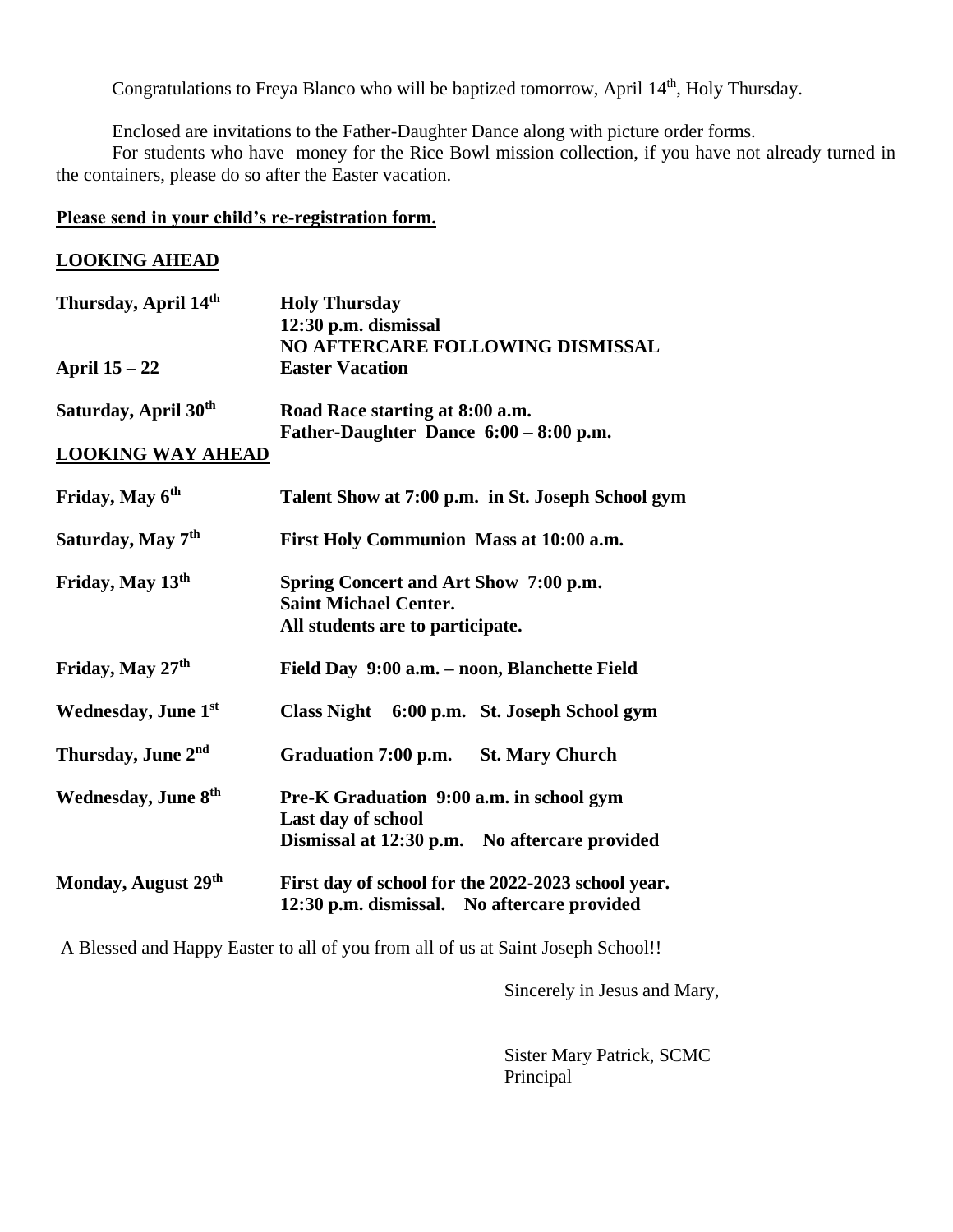Congratulations to Freya Blanco who will be baptized tomorrow, April 14th, Holy Thursday.

Enclosed are invitations to the Father-Daughter Dance along with picture order forms.

For students who have money for the Rice Bowl mission collection, if you have not already turned in the containers, please do so after the Easter vacation.

**Please send in your child's re-registration form.**

**LOOKING AHEAD**

| | |
|---|---|
| **Thursday, April 14th** | **Holy Thursday**<br>**12:30 p.m. dismissal**<br>**NO AFTERCARE FOLLOWING DISMISSAL** |
| **April 15 – 22** | **Easter Vacation** |
| **Saturday, April 30th** | **Road Race starting at 8:00 a.m.**<br>**Father-Daughter Dance 6:00 – 8:00 p.m.** |

**LOOKING WAY AHEAD**

| | |
|---|---|
| **Friday, May 6th** | **Talent Show at 7:00 p.m. in St. Joseph School gym** |
| **Saturday, May 7th** | **First Holy Communion Mass at 10:00 a.m.** |
| **Friday, May 13th** | **Spring Concert and Art Show 7:00 p.m.**<br>**Saint Michael Center.**<br>**All students are to participate.** |
| **Friday, May 27th** | **Field Day 9:00 a.m. – noon, Blanchette Field** |
| **Wednesday, June 1st** | **Class Night 6:00 p.m. St. Joseph School gym** |
| **Thursday, June 2nd** | **Graduation 7:00 p.m. St. Mary Church** |
| **Wednesday, June 8th** | **Pre-K Graduation 9:00 a.m. in school gym**<br>**Last day of school**<br>**Dismissal at 12:30 p.m. No aftercare provided** |
| **Monday, August 29th** | **First day of school for the 2022-2023 school year.**<br>**12:30 p.m. dismissal. No aftercare provided** |

A Blessed and Happy Easter to all of you from all of us at Saint Joseph School!!

Sincerely in Jesus and Mary,

Sister Mary Patrick, SCMC
Principal